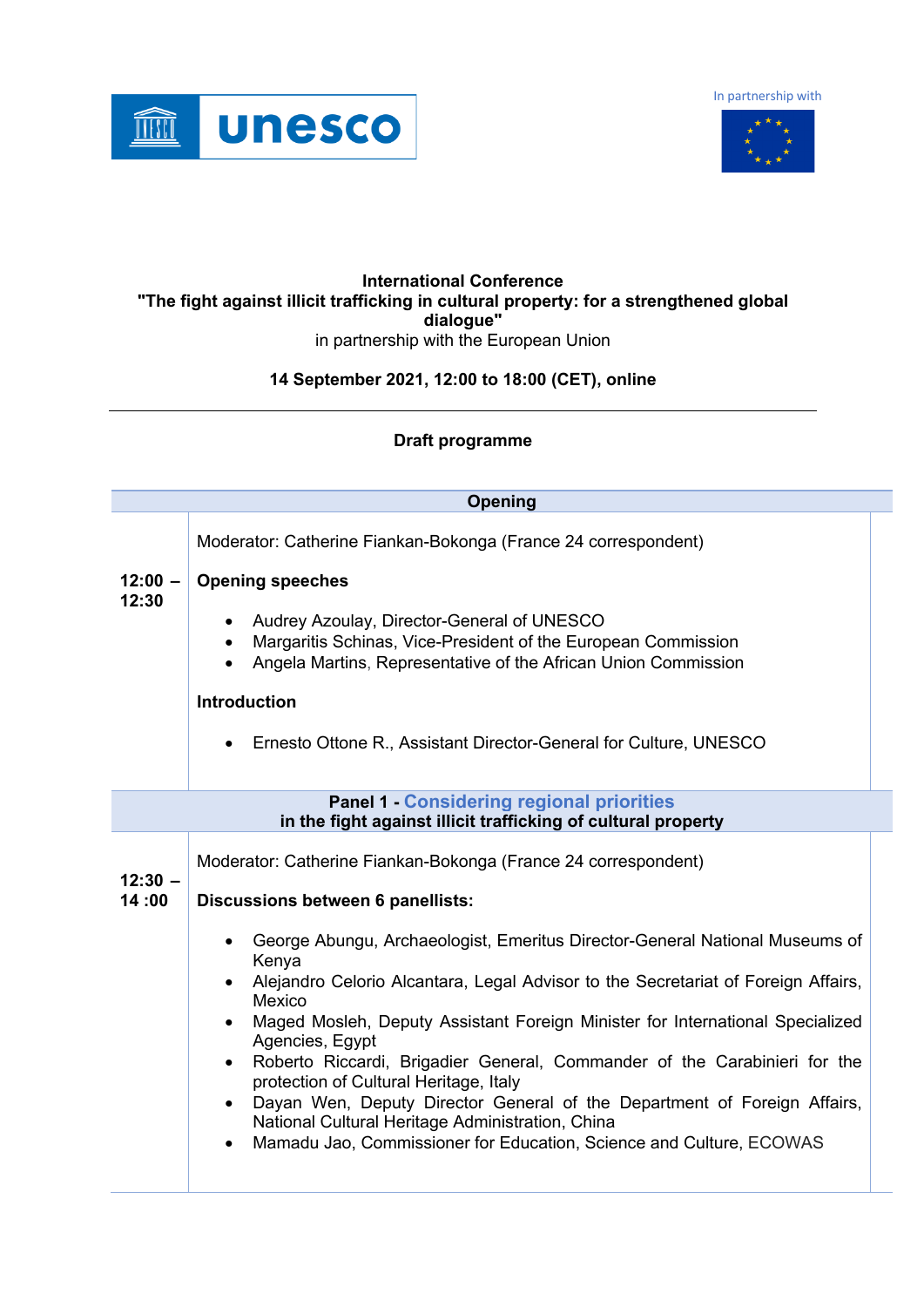In partnership with

**International Conference**
**"The fight against illicit trafficking in cultural property: for a strengthened global dialogue"**
in partnership with the European Union

**14 September 2021, 12:00 to 18:00 (CET), online**

---

**Draft programme**

| | **Opening** |
|---|---|
| **12:00 – 12:30** | Moderator: Catherine Fiankan-Bokonga (France 24 correspondent)<br><br>**Opening speeches**<br><br>• Audrey Azoulay, Director-General of UNESCO<br>• Margaritis Schinas, Vice-President of the European Commission<br>• Angela Martins, Representative of the African Union Commission<br><br>**Introduction**<br><br>• Ernesto Ottone R., Assistant Director-General for Culture, UNESCO |
| | **Panel 1 - Considering regional priorities in the fight against illicit trafficking of cultural property** |
| **12:30 – 14 :00** | Moderator: Catherine Fiankan-Bokonga (France 24 correspondent)<br><br>**Discussions between 6 panellists:**<br><br>• George Abungu, Archaeologist, Emeritus Director-General National Museums of Kenya<br>• Alejandro Celorio Alcantara, Legal Advisor to the Secretariat of Foreign Affairs, Mexico<br>• Maged Mosleh, Deputy Assistant Foreign Minister for International Specialized Agencies, Egypt<br>• Roberto Riccardi, Brigadier General, Commander of the Carabinieri for the protection of Cultural Heritage, Italy<br>• Dayan Wen, Deputy Director General of the Department of Foreign Affairs, National Cultural Heritage Administration, China<br>• Mamadu Jao, Commissioner for Education, Science and Culture, ECOWAS |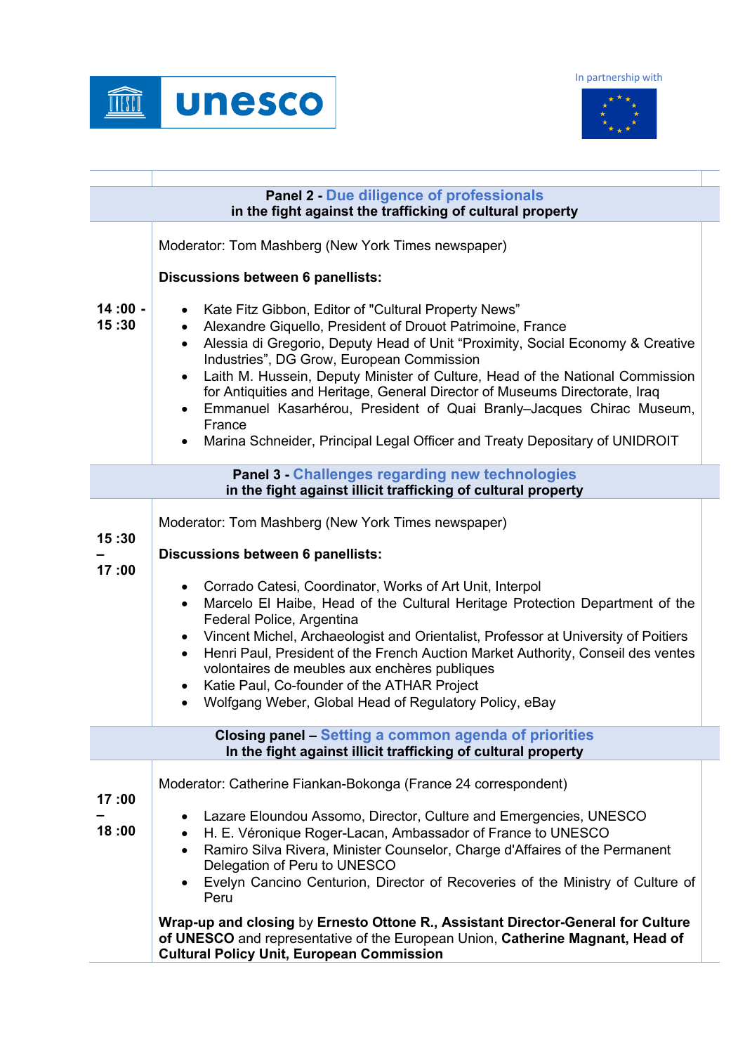| | |
|---|---|
| **Panel 2 - Due diligence of professionals in the fight against the trafficking of cultural property** | |
| **14 :00 - 15 :30** | Moderator: Tom Mashberg (New York Times newspaper)<br><br>**Discussions between 6 panellists:**<br><br>• Kate Fitz Gibbon, Editor of "Cultural Property News"<br>• Alexandre Giquello, President of Drouot Patrimoine, France<br>• Alessia di Gregorio, Deputy Head of Unit "Proximity, Social Economy & Creative Industries", DG Grow, European Commission<br>• Laith M. Hussein, Deputy Minister of Culture, Head of the National Commission for Antiquities and Heritage, General Director of Museums Directorate, Iraq<br>• Emmanuel Kasarhérou, President of Quai Branly–Jacques Chirac Museum, France<br>• Marina Schneider, Principal Legal Officer and Treaty Depositary of UNIDROIT |
| **Panel 3 - Challenges regarding new technologies in the fight against illicit trafficking of cultural property** | |
| **15 :30 – 17 :00** | Moderator: Tom Mashberg (New York Times newspaper)<br><br>**Discussions between 6 panellists:**<br><br>• Corrado Catesi, Coordinator, Works of Art Unit, Interpol<br>• Marcelo El Haibe, Head of the Cultural Heritage Protection Department of the Federal Police, Argentina<br>• Vincent Michel, Archaeologist and Orientalist, Professor at University of Poitiers<br>• Henri Paul, President of the French Auction Market Authority, Conseil des ventes volontaires de meubles aux enchères publiques<br>• Katie Paul, Co-founder of the ATHAR Project<br>• Wolfgang Weber, Global Head of Regulatory Policy, eBay |
| **Closing panel – Setting a common agenda of priorities In the fight against illicit trafficking of cultural property** | |
| **17 :00 – 18 :00** | Moderator: Catherine Fiankan-Bokonga (France 24 correspondent)<br><br>• Lazare Eloundou Assomo, Director, Culture and Emergencies, UNESCO<br>• H. E. Véronique Roger-Lacan, Ambassador of France to UNESCO<br>• Ramiro Silva Rivera, Minister Counselor, Charge d'Affaires of the Permanent Delegation of Peru to UNESCO<br>• Evelyn Cancino Centurion, Director of Recoveries of the Ministry of Culture of Peru<br><br>**Wrap-up and closing** by **Ernesto Ottone R., Assistant Director-General for Culture of UNESCO** and representative of the European Union, **Catherine Magnant, Head of Cultural Policy Unit, European Commission** |